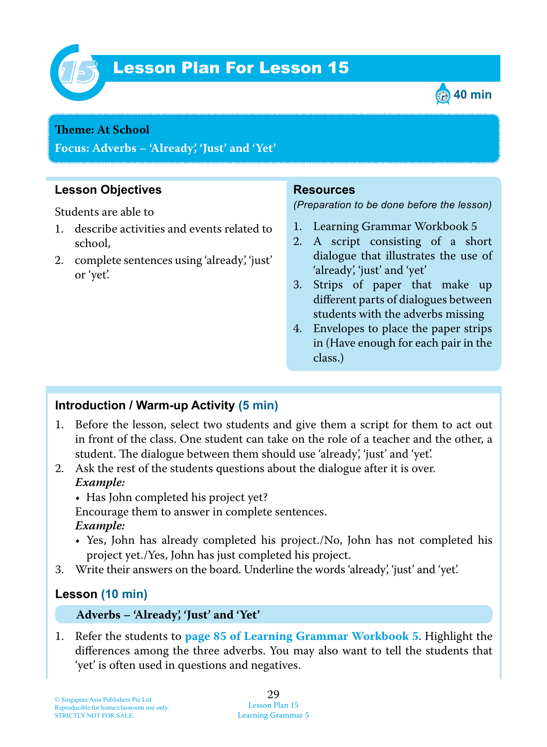# Lesson Plan For Lesson 15

40 min

**Theme: At School**

**Focus: Adverbs – 'Already', 'Just' and 'Yet'**

## Lesson Objectives

Students are able to

1. describe activities and events related to school,
2. complete sentences using 'already', 'just' or 'yet'.

## Resources

*(Preparation to be done before the lesson)*

1. Learning Grammar Workbook 5
2. A script consisting of a short dialogue that illustrates the use of 'already', 'just' and 'yet'
3. Strips of paper that make up different parts of dialogues between students with the adverbs missing
4. Envelopes to place the paper strips in (Have enough for each pair in the class.)

## Introduction / Warm-up Activity (5 min)

1. Before the lesson, select two students and give them a script for them to act out in front of the class. One student can take on the role of a teacher and the other, a student. The dialogue between them should use 'already', 'just' and 'yet'.
2. Ask the rest of the students questions about the dialogue after it is over.
   ***Example:***
   - Has John completed his project yet?

   Encourage them to answer in complete sentences.
   ***Example:***
   - Yes, John has already completed his project./No, John has not completed his project yet./Yes, John has just completed his project.
3. Write their answers on the board. Underline the words 'already', 'just' and 'yet'.

## Lesson (10 min)

**Adverbs – 'Already', 'Just' and 'Yet'**

1. Refer the students to **page 85 of Learning Grammar Workbook 5**. Highlight the differences among the three adverbs. You may also want to tell the students that 'yet' is often used in questions and negatives.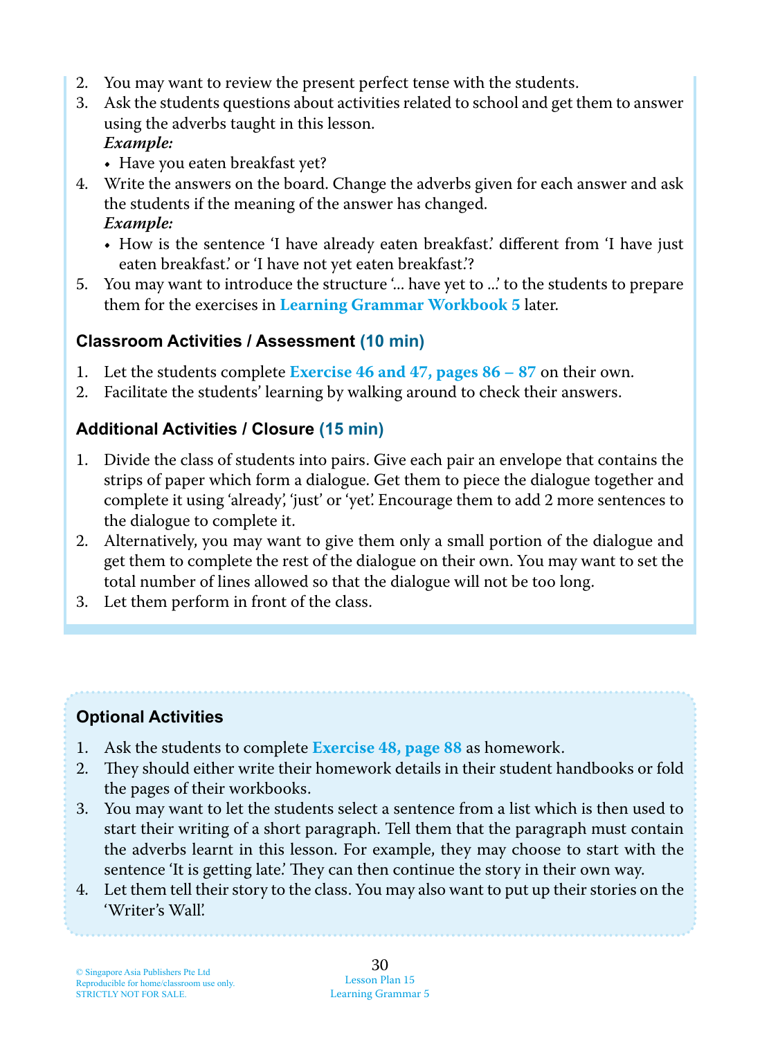2. You may want to review the present perfect tense with the students.
3. Ask the students questions about activities related to school and get them to answer using the adverbs taught in this lesson.
   ***Example:***
   - Have you eaten breakfast yet?
4. Write the answers on the board. Change the adverbs given for each answer and ask the students if the meaning of the answer has changed.
   ***Example:***
   - How is the sentence 'I have already eaten breakfast.' different from 'I have just eaten breakfast.' or 'I have not yet eaten breakfast.'?
5. You may want to introduce the structure '... have yet to ...' to the students to prepare them for the exercises in **Learning Grammar Workbook 5** later.

### Classroom Activities / Assessment (10 min)

1. Let the students complete **Exercise 46 and 47, pages 86 – 87** on their own.
2. Facilitate the students' learning by walking around to check their answers.

### Additional Activities / Closure (15 min)

1. Divide the class of students into pairs. Give each pair an envelope that contains the strips of paper which form a dialogue. Get them to piece the dialogue together and complete it using 'already', 'just' or 'yet'. Encourage them to add 2 more sentences to the dialogue to complete it.
2. Alternatively, you may want to give them only a small portion of the dialogue and get them to complete the rest of the dialogue on their own. You may want to set the total number of lines allowed so that the dialogue will not be too long.
3. Let them perform in front of the class.

### Optional Activities

1. Ask the students to complete **Exercise 48, page 88** as homework.
2. They should either write their homework details in their student handbooks or fold the pages of their workbooks.
3. You may want to let the students select a sentence from a list which is then used to start their writing of a short paragraph. Tell them that the paragraph must contain the adverbs learnt in this lesson. For example, they may choose to start with the sentence 'It is getting late.' They can then continue the story in their own way.
4. Let them tell their story to the class. You may also want to put up their stories on the 'Writer's Wall'.

© Singapore Asia Publishers Pte Ltd
Reproducible for home/classroom use only.
STRICTLY NOT FOR SALE.

Lesson Plan 15
Learning Grammar 5